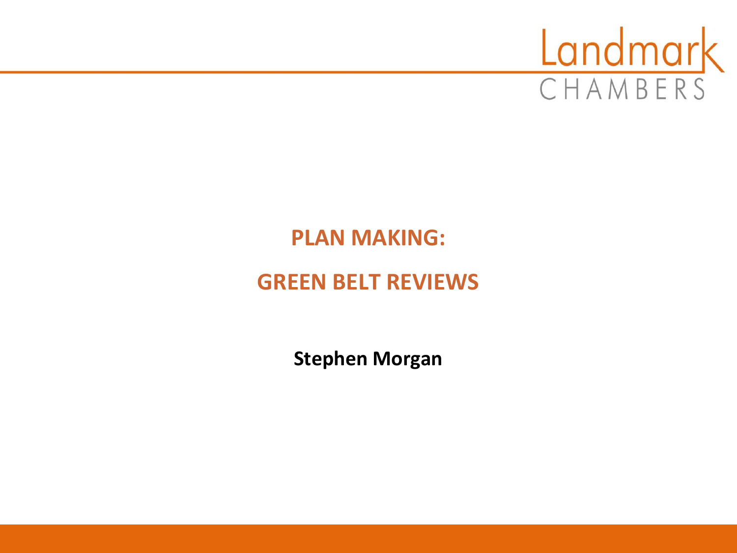# PLAN MAKING:

# GREEN BELT REVIEWS

**Stephen Morgan**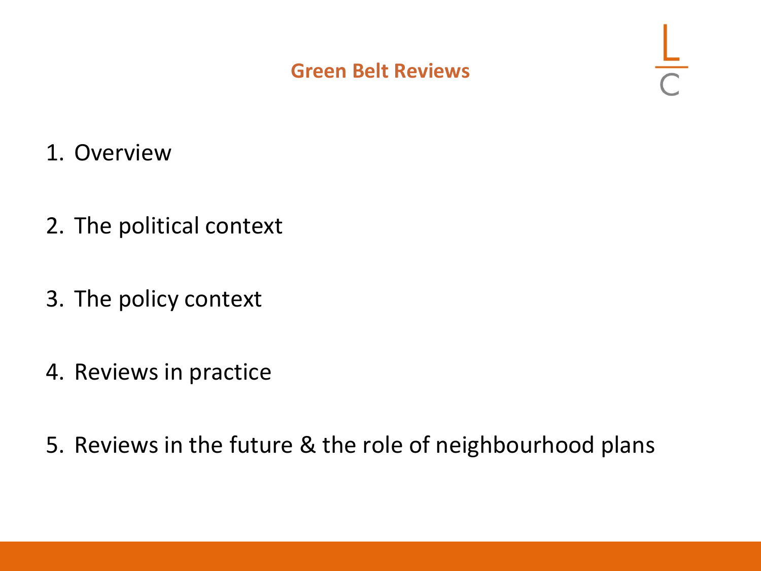# Green Belt Reviews

1. Overview
2. The political context
3. The policy context
4. Reviews in practice
5. Reviews in the future & the role of neighbourhood plans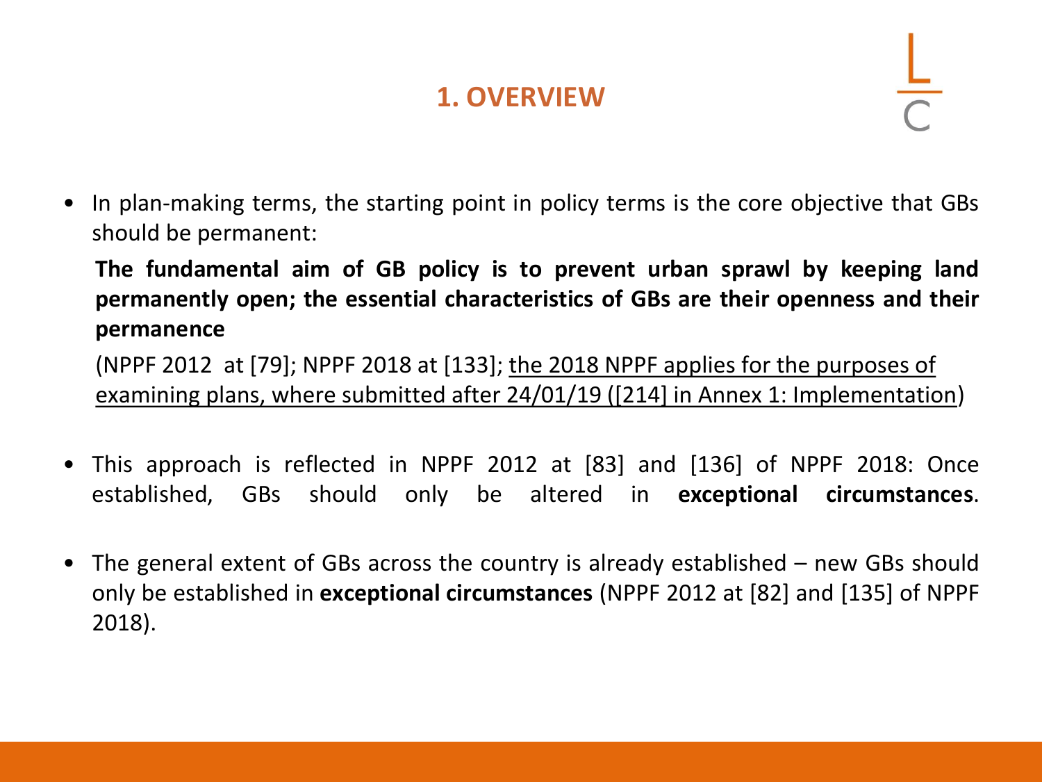## 1. OVERVIEW

- In plan-making terms, the starting point in policy terms is the core objective that GBs should be permanent:

  **The fundamental aim of GB policy is to prevent urban sprawl by keeping land permanently open; the essential characteristics of GBs are their openness and their permanence**

  (NPPF 2012 at [79]; NPPF 2018 at [133]; <u>the 2018 NPPF applies for the purposes of examining plans, where submitted after 24/01/19 ([214] in Annex 1: Implementation</u>)

- This approach is reflected in NPPF 2012 at [83] and [136] of NPPF 2018: Once established, GBs should only be altered in **exceptional circumstances**.

- The general extent of GBs across the country is already established – new GBs should only be established in **exceptional circumstances** (NPPF 2012 at [82] and [135] of NPPF 2018).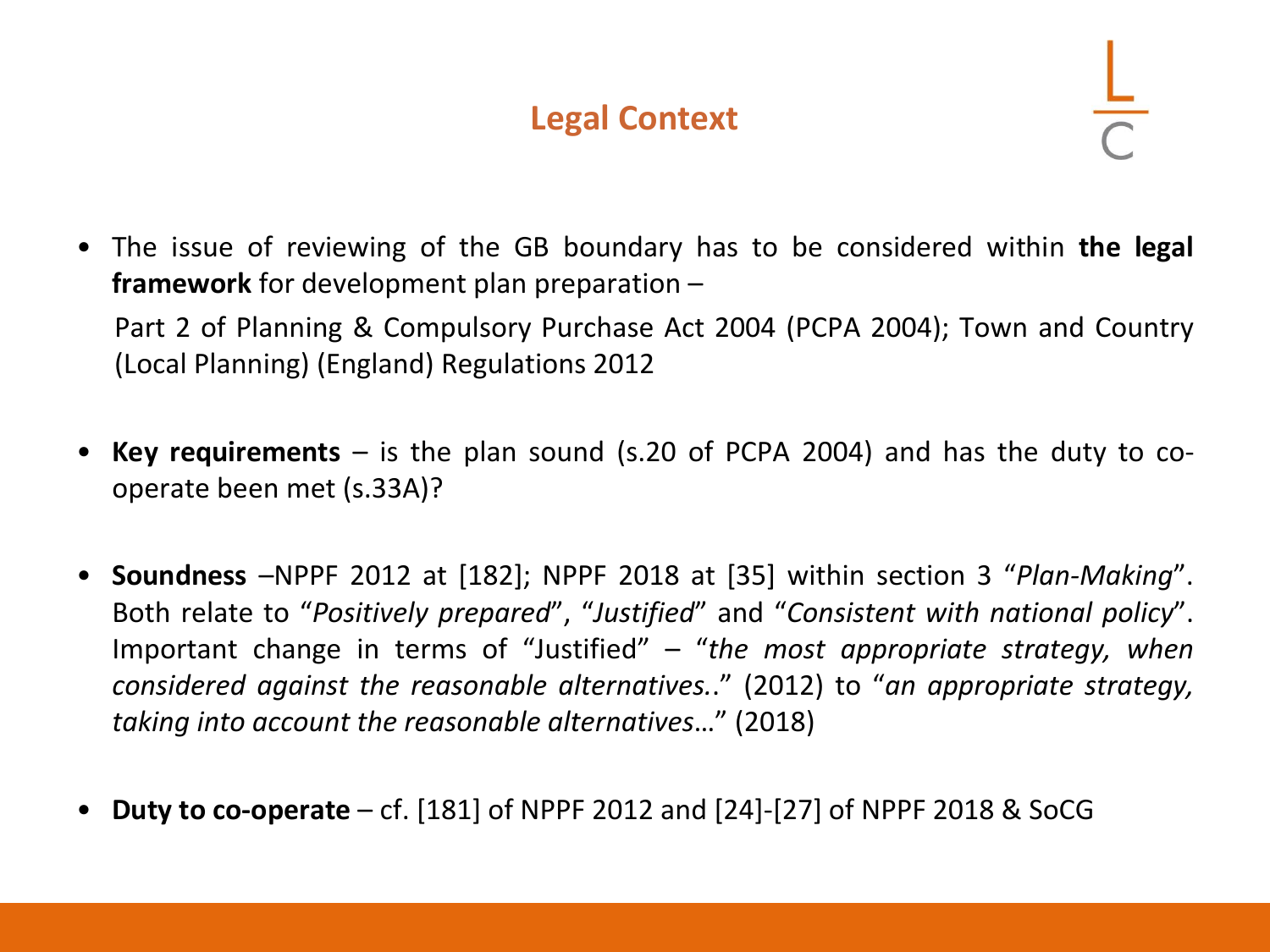## Legal Context

- The issue of reviewing of the GB boundary has to be considered within **the legal framework** for development plan preparation –

  Part 2 of Planning & Compulsory Purchase Act 2004 (PCPA 2004); Town and Country (Local Planning) (England) Regulations 2012

- **Key requirements** – is the plan sound (s.20 of PCPA 2004) and has the duty to co-operate been met (s.33A)?

- **Soundness** –NPPF 2012 at [182]; NPPF 2018 at [35] within section 3 "*Plan-Making*". Both relate to "*Positively prepared*", "*Justified*" and "*Consistent with national policy*". Important change in terms of "Justified" – "*the most appropriate strategy, when considered against the reasonable alternatives.*." (2012) to "*an appropriate strategy, taking into account the reasonable alternatives*…" (2018)

- **Duty to co-operate** – cf. [181] of NPPF 2012 and [24]-[27] of NPPF 2018 & SoCG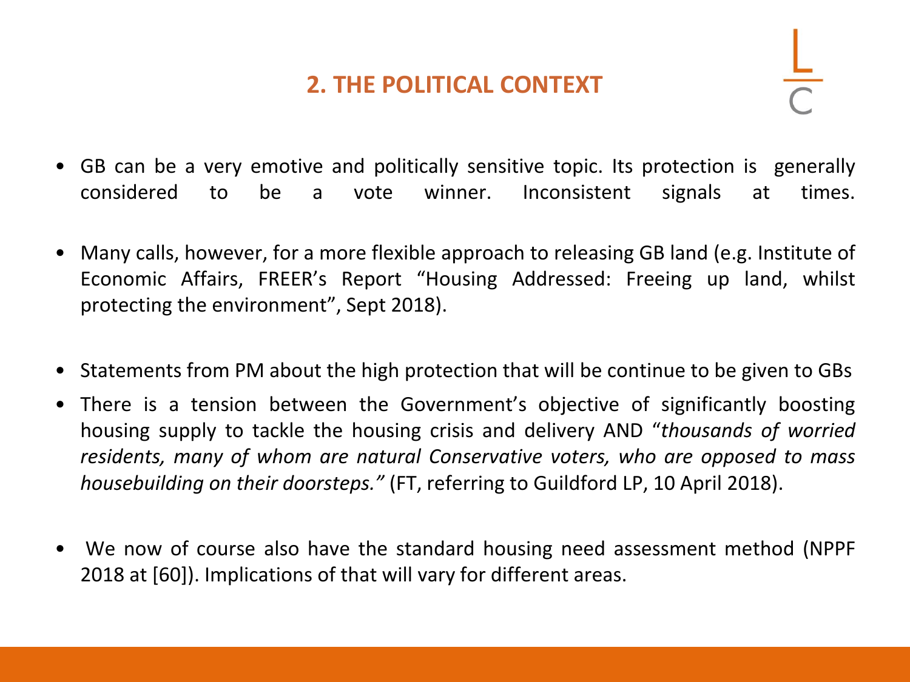## 2. THE POLITICAL CONTEXT

- GB can be a very emotive and politically sensitive topic. Its protection is generally considered to be a vote winner. Inconsistent signals at times.

- Many calls, however, for a more flexible approach to releasing GB land (e.g. Institute of Economic Affairs, FREER's Report "Housing Addressed: Freeing up land, whilst protecting the environment", Sept 2018).

- Statements from PM about the high protection that will be continue to be given to GBs

- There is a tension between the Government's objective of significantly boosting housing supply to tackle the housing crisis and delivery AND "*thousands of worried residents, many of whom are natural Conservative voters, who are opposed to mass housebuilding on their doorsteps.*" (FT, referring to Guildford LP, 10 April 2018).

- We now of course also have the standard housing need assessment method (NPPF 2018 at [60]). Implications of that will vary for different areas.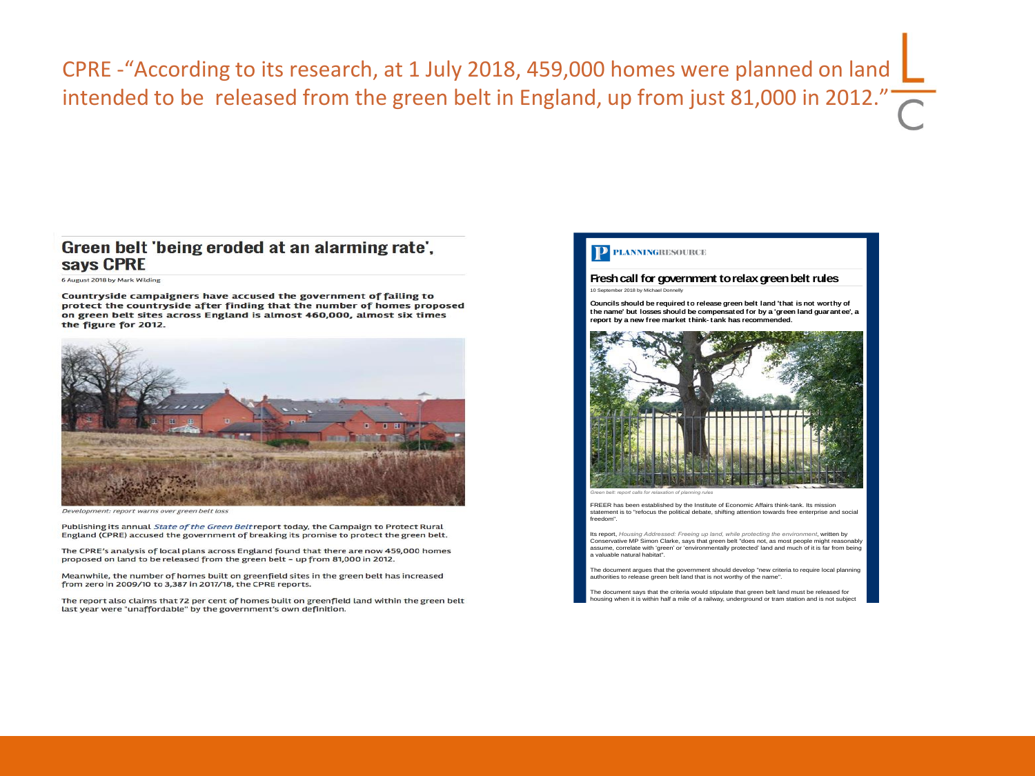CPRE -"According to its research, at 1 July 2018, 459,000 homes were planned on land intended to be released from the green belt in England, up from just 81,000 in 2012."

## Green belt 'being eroded at an alarming rate', says CPRE

6 August 2018 by Mark Wilding

**Countryside campaigners have accused the government of failing to protect the countryside after finding that the number of homes proposed on green belt sites across England is almost 460,000, almost six times the figure for 2012.**

*Development: report warns over green belt loss*

Publishing its annual *State of the Green Belt* report today, the Campaign to Protect Rural England (CPRE) accused the government of breaking its promise to protect the green belt.

The CPRE's analysis of local plans across England found that there are now 459,000 homes proposed on land to be released from the green belt – up from 81,000 in 2012.

Meanwhile, the number of homes built on greenfield sites in the green belt has increased from zero in 2009/10 to 3,387 in 2017/18, the CPRE reports.

The report also claims that 72 per cent of homes built on greenfield land within the green belt last year were "unaffordable" by the government's own definition.

PLANNINGRESOURCE

## Fresh call for government to relax green belt rules

10 September 2018 by Michael Donnelly

**Councils should be required to release green belt land 'that is not worthy of the name' but losses should be compensated for by a 'green land guarantee', a report by a new free market think-tank has recommended.**

*Green belt: report calls for relaxation of planning rules*

FREER has been established by the Institute of Economic Affairs think-tank. Its mission statement is to "refocus the political debate, shifting attention towards free enterprise and social freedom".

Its report, *Housing Addressed: Freeing up land, while protecting the environment*, written by Conservative MP Simon Clarke, says that green belt "does not, as most people might reasonably assume, correlate with 'green' or 'environmentally protected' land and much of it is far from being a valuable natural habitat".

The document argues that the government should develop "new criteria to require local planning authorities to release green belt land that is not worthy of the name".

The document says that the criteria would stipulate that green belt land must be released for housing when it is within half a mile of a railway, underground or tram station and is not subject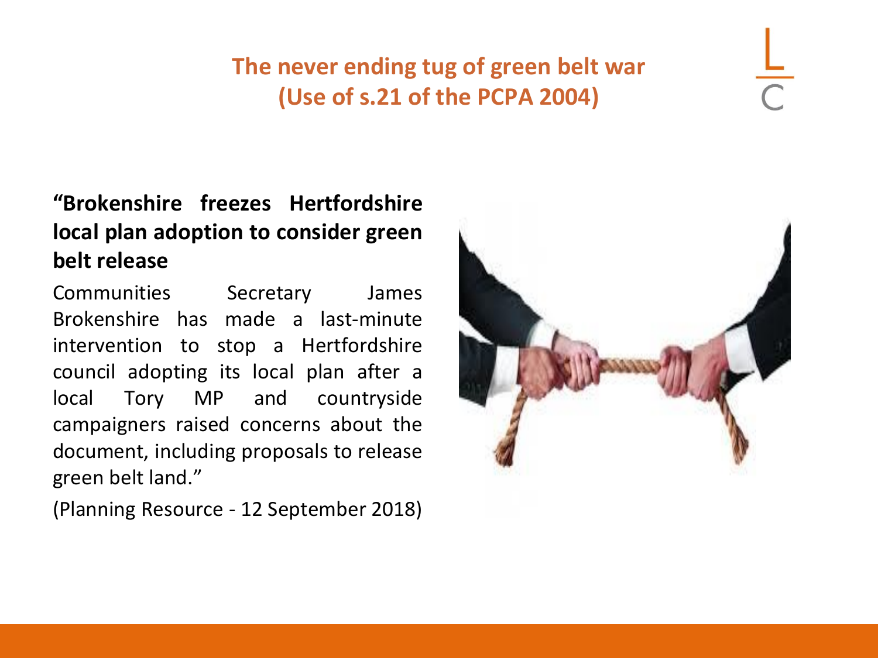## The never ending tug of green belt war (Use of s.21 of the PCPA 2004)

**"Brokenshire freezes Hertfordshire local plan adoption to consider green belt release**

Communities Secretary James Brokenshire has made a last-minute intervention to stop a Hertfordshire council adopting its local plan after a local Tory MP and countryside campaigners raised concerns about the document, including proposals to release green belt land."

(Planning Resource - 12 September 2018)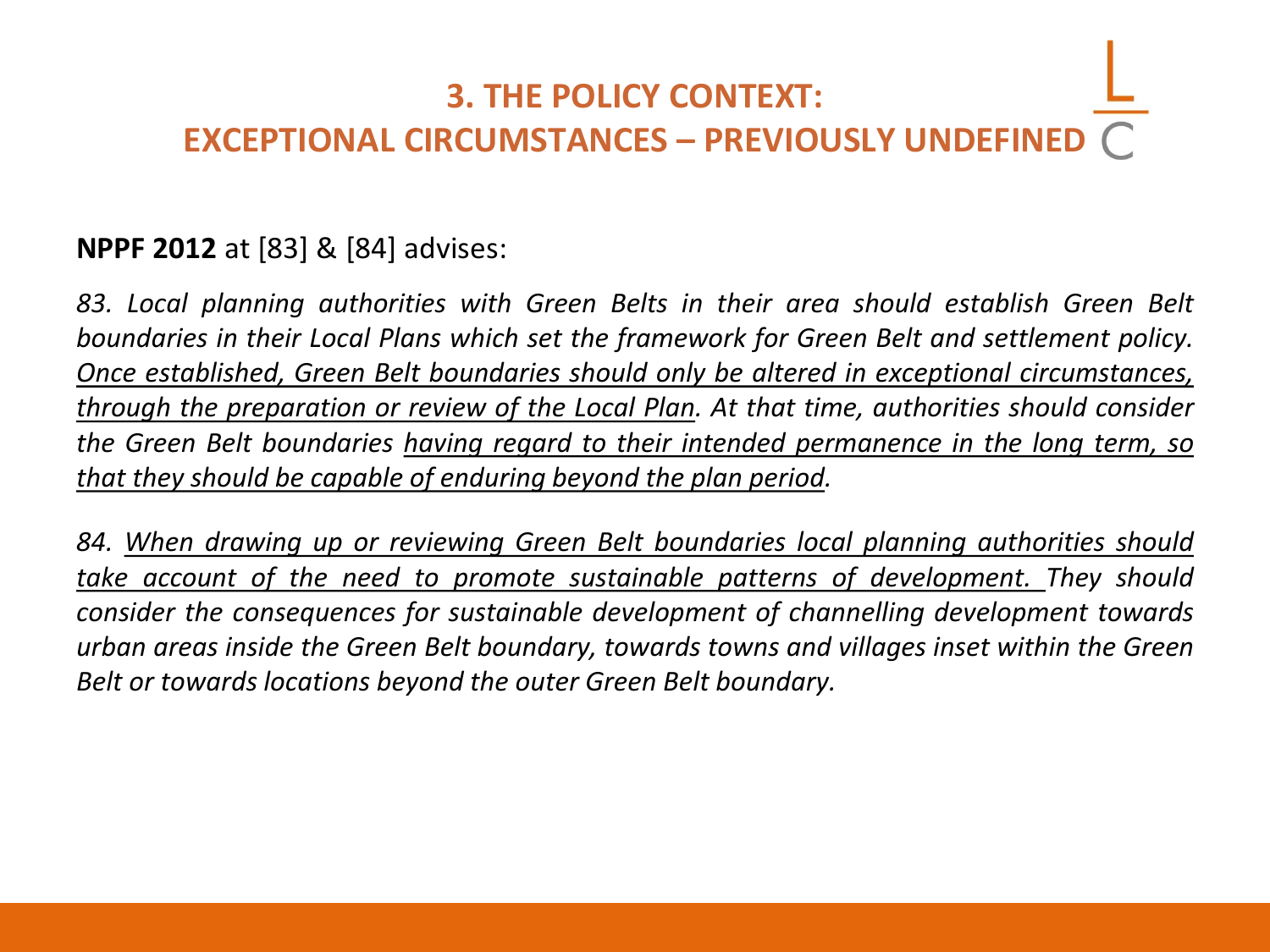## 3. THE POLICY CONTEXT: EXCEPTIONAL CIRCUMSTANCES – PREVIOUSLY UNDEFINED

**NPPF 2012** at [83] & [84] advises:

*83. Local planning authorities with Green Belts in their area should establish Green Belt boundaries in their Local Plans which set the framework for Green Belt and settlement policy. <u>Once established, Green Belt boundaries should only be altered in exceptional circumstances, through the preparation or review of the Local Plan</u>. At that time, authorities should consider the Green Belt boundaries <u>having regard to their intended permanence in the long term, so that they should be capable of enduring beyond the plan period</u>.*

*84. <u>When drawing up or reviewing Green Belt boundaries local planning authorities should take account of the need to promote sustainable patterns of development.</u> They should consider the consequences for sustainable development of channelling development towards urban areas inside the Green Belt boundary, towards towns and villages inset within the Green Belt or towards locations beyond the outer Green Belt boundary.*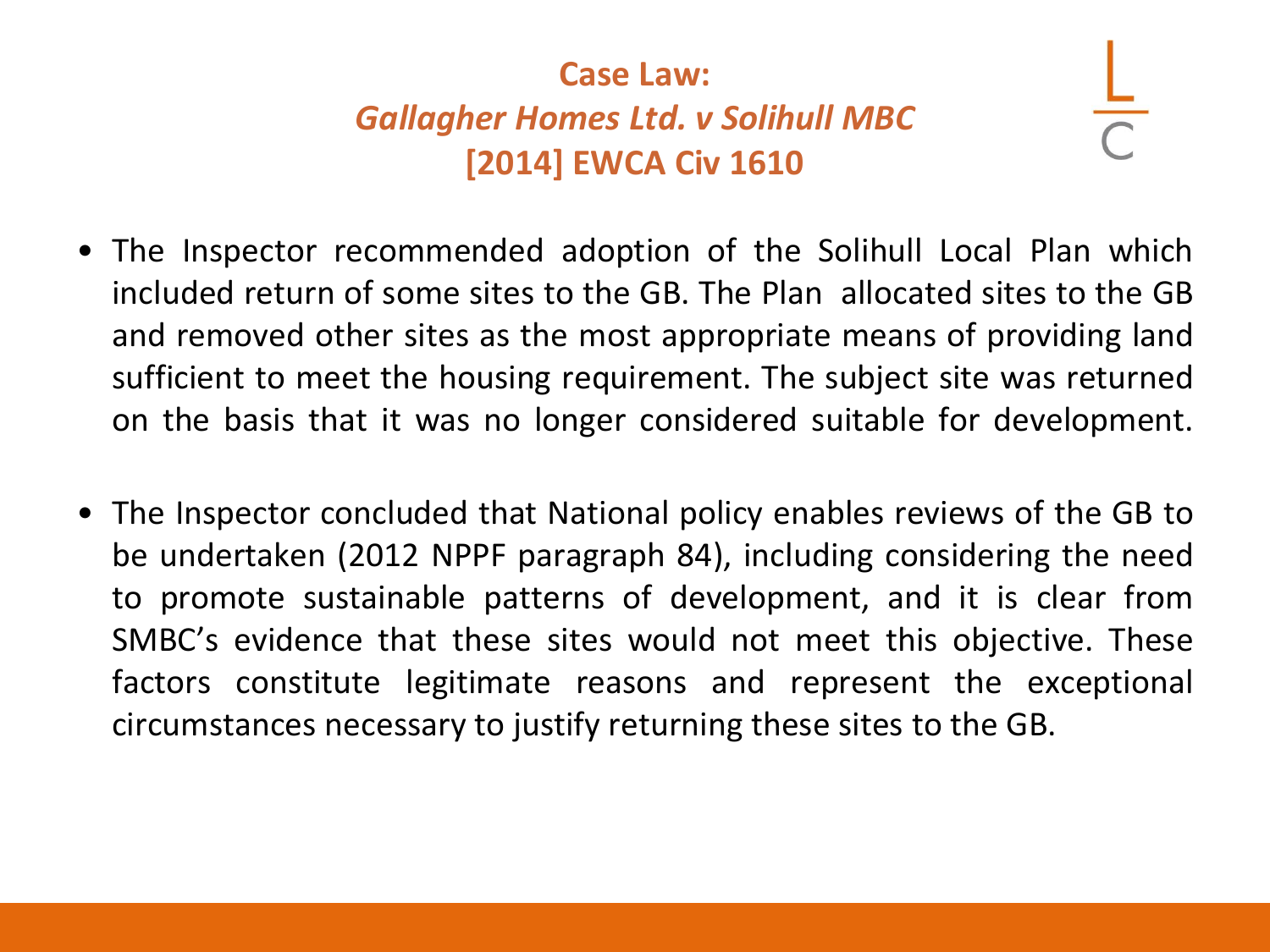## Case Law:
## *Gallagher Homes Ltd. v Solihull MBC*
## [2014] EWCA Civ 1610

- The Inspector recommended adoption of the Solihull Local Plan which included return of some sites to the GB. The Plan allocated sites to the GB and removed other sites as the most appropriate means of providing land sufficient to meet the housing requirement. The subject site was returned on the basis that it was no longer considered suitable for development.

- The Inspector concluded that National policy enables reviews of the GB to be undertaken (2012 NPPF paragraph 84), including considering the need to promote sustainable patterns of development, and it is clear from SMBC's evidence that these sites would not meet this objective. These factors constitute legitimate reasons and represent the exceptional circumstances necessary to justify returning these sites to the GB.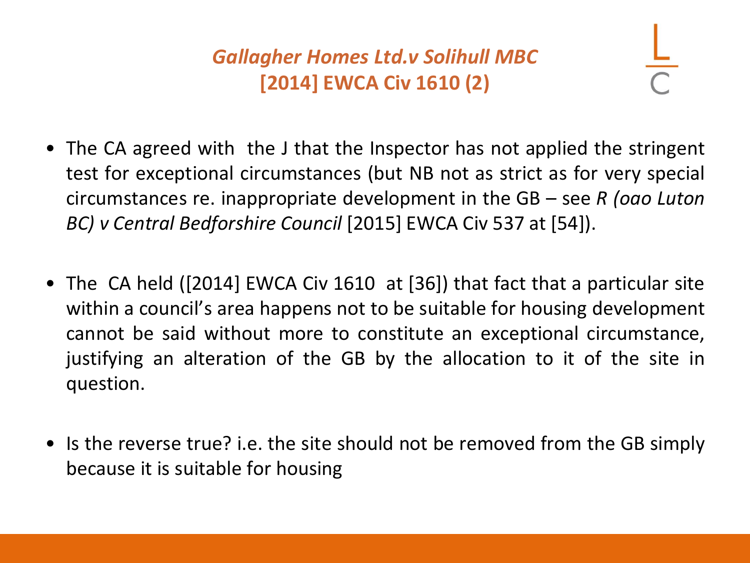## *Gallagher Homes Ltd.v Solihull MBC* [2014] EWCA Civ 1610 (2)

- The CA agreed with the J that the Inspector has not applied the stringent test for exceptional circumstances (but NB not as strict as for very special circumstances re. inappropriate development in the GB – see *R (oao Luton BC) v Central Bedforshire Council* [2015] EWCA Civ 537 at [54]).

- The CA held ([2014] EWCA Civ 1610 at [36]) that fact that a particular site within a council's area happens not to be suitable for housing development cannot be said without more to constitute an exceptional circumstance, justifying an alteration of the GB by the allocation to it of the site in question.

- Is the reverse true? i.e. the site should not be removed from the GB simply because it is suitable for housing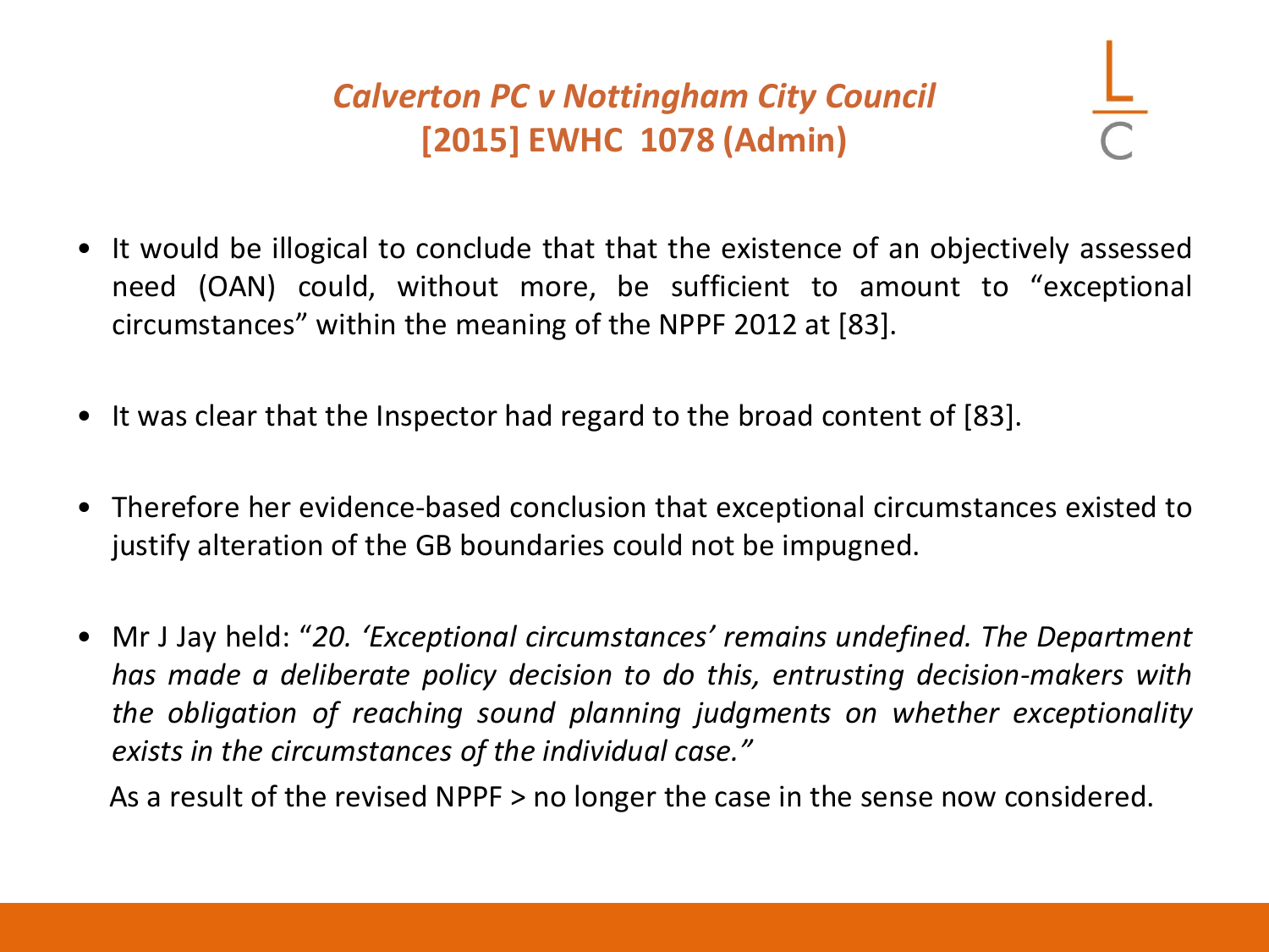## *Calverton PC v Nottingham City Council* [2015] EWHC 1078 (Admin)

- It would be illogical to conclude that that the existence of an objectively assessed need (OAN) could, without more, be sufficient to amount to "exceptional circumstances" within the meaning of the NPPF 2012 at [83].

- It was clear that the Inspector had regard to the broad content of [83].

- Therefore her evidence-based conclusion that exceptional circumstances existed to justify alteration of the GB boundaries could not be impugned.

- Mr J Jay held: "*20. 'Exceptional circumstances' remains undefined. The Department has made a deliberate policy decision to do this, entrusting decision-makers with the obligation of reaching sound planning judgments on whether exceptionality exists in the circumstances of the individual case.*"

  As a result of the revised NPPF > no longer the case in the sense now considered.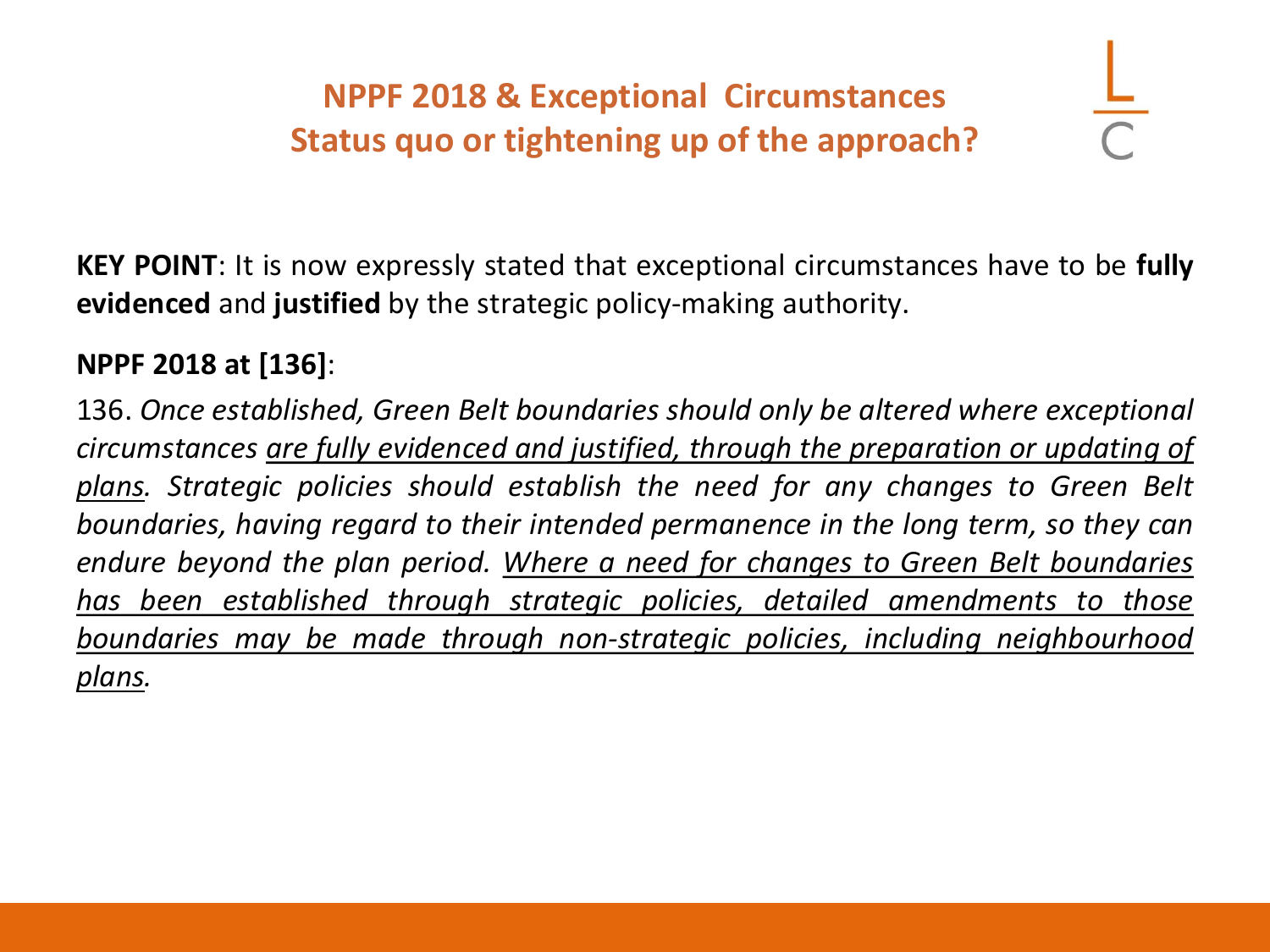## NPPF 2018 & Exceptional Circumstances
## Status quo or tightening up of the approach?

**KEY POINT**: It is now expressly stated that exceptional circumstances have to be **fully evidenced** and **justified** by the strategic policy-making authority.

**NPPF 2018 at [136]**:

136. *Once established, Green Belt boundaries should only be altered where exceptional circumstances <u>are fully evidenced and justified, through the preparation or updating of plans</u>. Strategic policies should establish the need for any changes to Green Belt boundaries, having regard to their intended permanence in the long term, so they can endure beyond the plan period. <u>Where a need for changes to Green Belt boundaries has been established through strategic policies, detailed amendments to those boundaries may be made through non-strategic policies, including neighbourhood plans</u>.*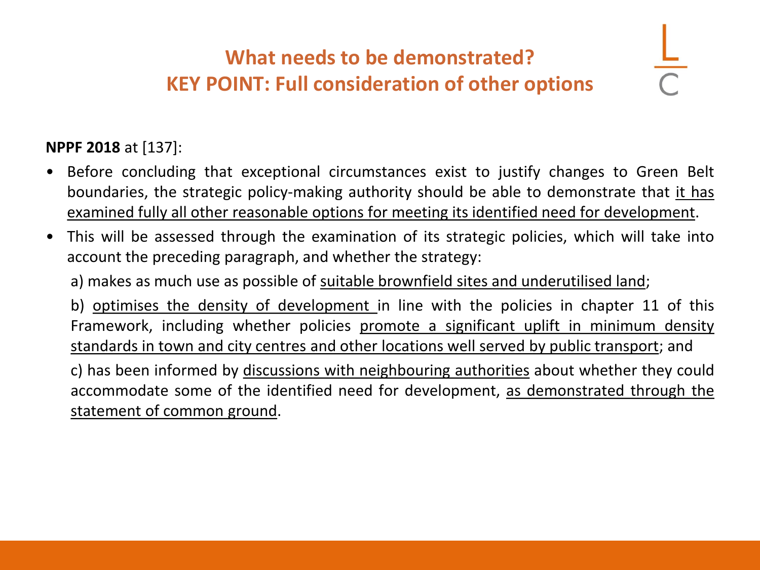## What needs to be demonstrated?
## KEY POINT: Full consideration of other options

**NPPF 2018** at [137]:

- Before concluding that exceptional circumstances exist to justify changes to Green Belt boundaries, the strategic policy-making authority should be able to demonstrate that <u>it has examined fully all other reasonable options for meeting its identified need for development</u>.
- This will be assessed through the examination of its strategic policies, which will take into account the preceding paragraph, and whether the strategy:

  a) makes as much use as possible of <u>suitable brownfield sites and underutilised land</u>;

  b) <u>optimises the density of development</u> in line with the policies in chapter 11 of this Framework, including whether policies <u>promote a significant uplift in minimum density standards in town and city centres and other locations well served by public transport</u>; and

  c) has been informed by <u>discussions with neighbouring authorities</u> about whether they could accommodate some of the identified need for development, <u>as demonstrated through the statement of common ground</u>.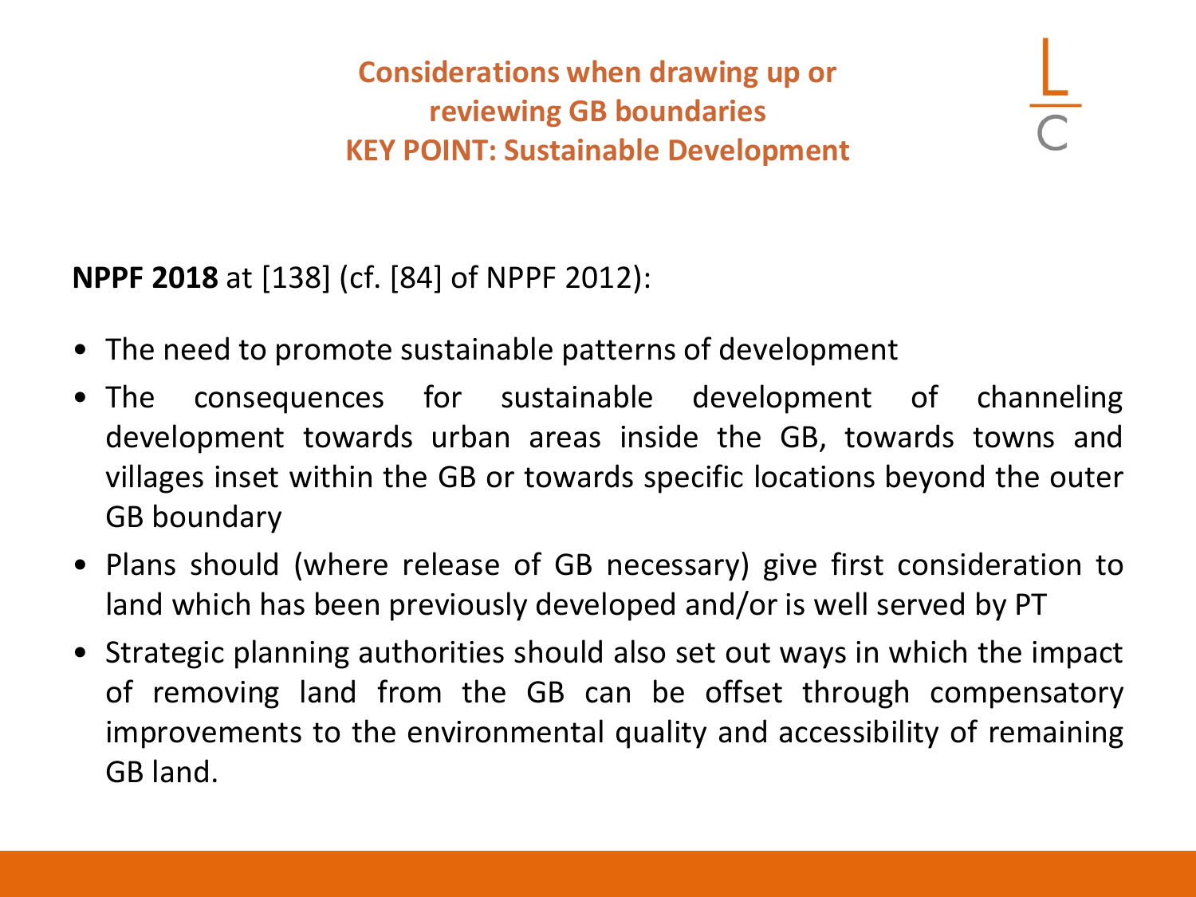## Considerations when drawing up or reviewing GB boundaries
## KEY POINT: Sustainable Development

**NPPF 2018** at [138] (cf. [84] of NPPF 2012):

- The need to promote sustainable patterns of development
- The consequences for sustainable development of channeling development towards urban areas inside the GB, towards towns and villages inset within the GB or towards specific locations beyond the outer GB boundary
- Plans should (where release of GB necessary) give first consideration to land which has been previously developed and/or is well served by PT
- Strategic planning authorities should also set out ways in which the impact of removing land from the GB can be offset through compensatory improvements to the environmental quality and accessibility of remaining GB land.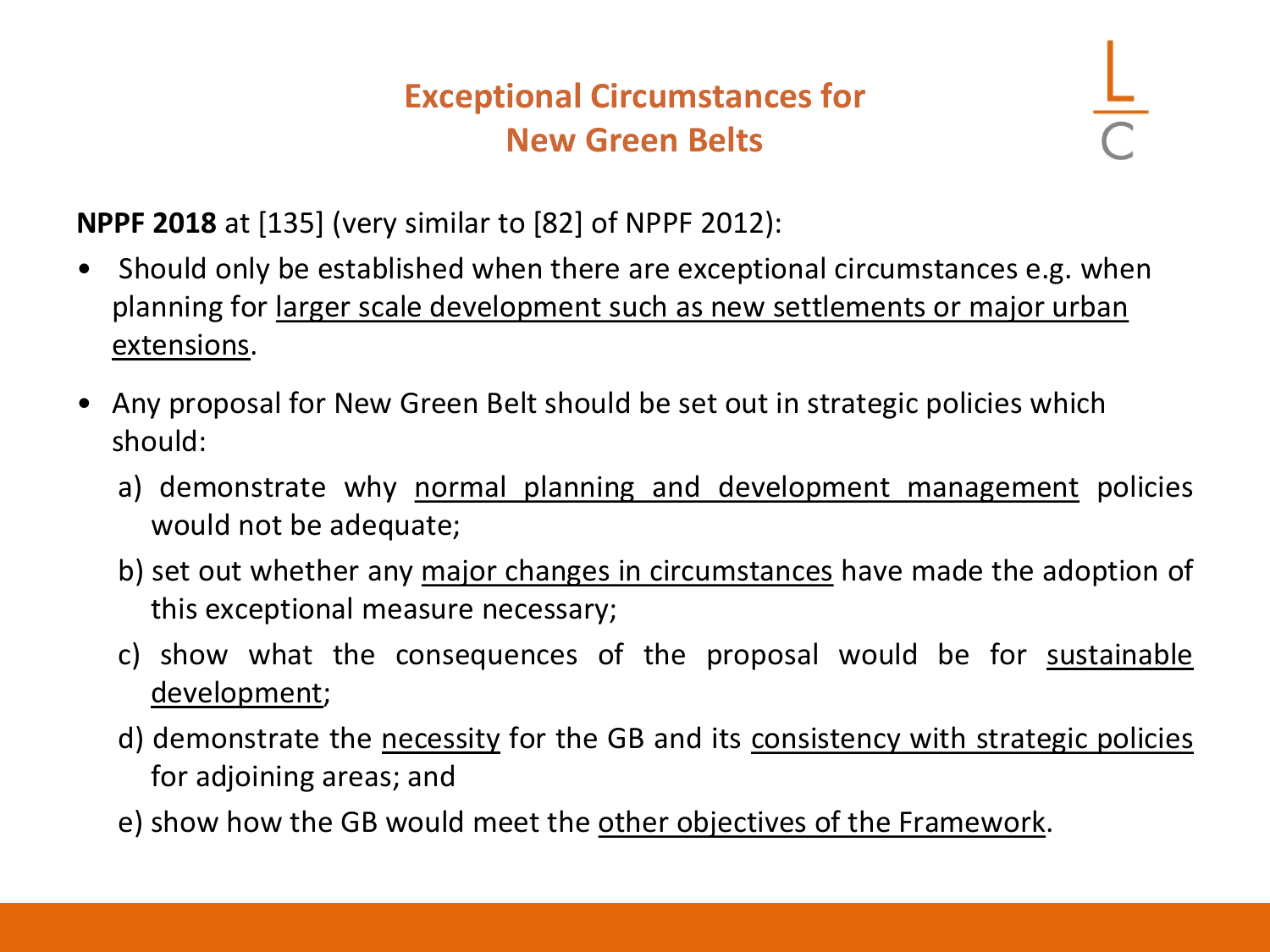# Exceptional Circumstances for New Green Belts

**NPPF 2018** at [135] (very similar to [82] of NPPF 2012):

- Should only be established when there are exceptional circumstances e.g. when planning for <u>larger scale development such as new settlements or major urban extensions</u>.
- Any proposal for New Green Belt should be set out in strategic policies which should:
  - a) demonstrate why <u>normal planning and development management</u> policies would not be adequate;
  - b) set out whether any <u>major changes in circumstances</u> have made the adoption of this exceptional measure necessary;
  - c) show what the consequences of the proposal would be for <u>sustainable development</u>;
  - d) demonstrate the <u>necessity</u> for the GB and its <u>consistency with strategic policies</u> for adjoining areas; and
  - e) show how the GB would meet the <u>other objectives of the Framework</u>.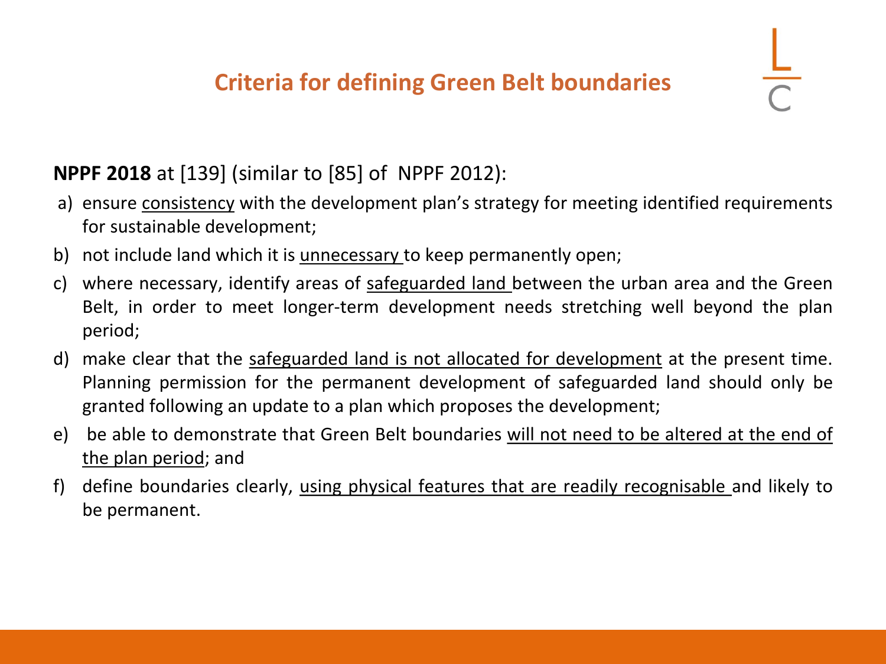## Criteria for defining Green Belt boundaries

**NPPF 2018** at [139] (similar to [85] of NPPF 2012):

a) ensure consistency with the development plan's strategy for meeting identified requirements for sustainable development;

b) not include land which it is unnecessary to keep permanently open;

c) where necessary, identify areas of safeguarded land between the urban area and the Green Belt, in order to meet longer-term development needs stretching well beyond the plan period;

d) make clear that the safeguarded land is not allocated for development at the present time. Planning permission for the permanent development of safeguarded land should only be granted following an update to a plan which proposes the development;

e) be able to demonstrate that Green Belt boundaries will not need to be altered at the end of the plan period; and

f) define boundaries clearly, using physical features that are readily recognisable and likely to be permanent.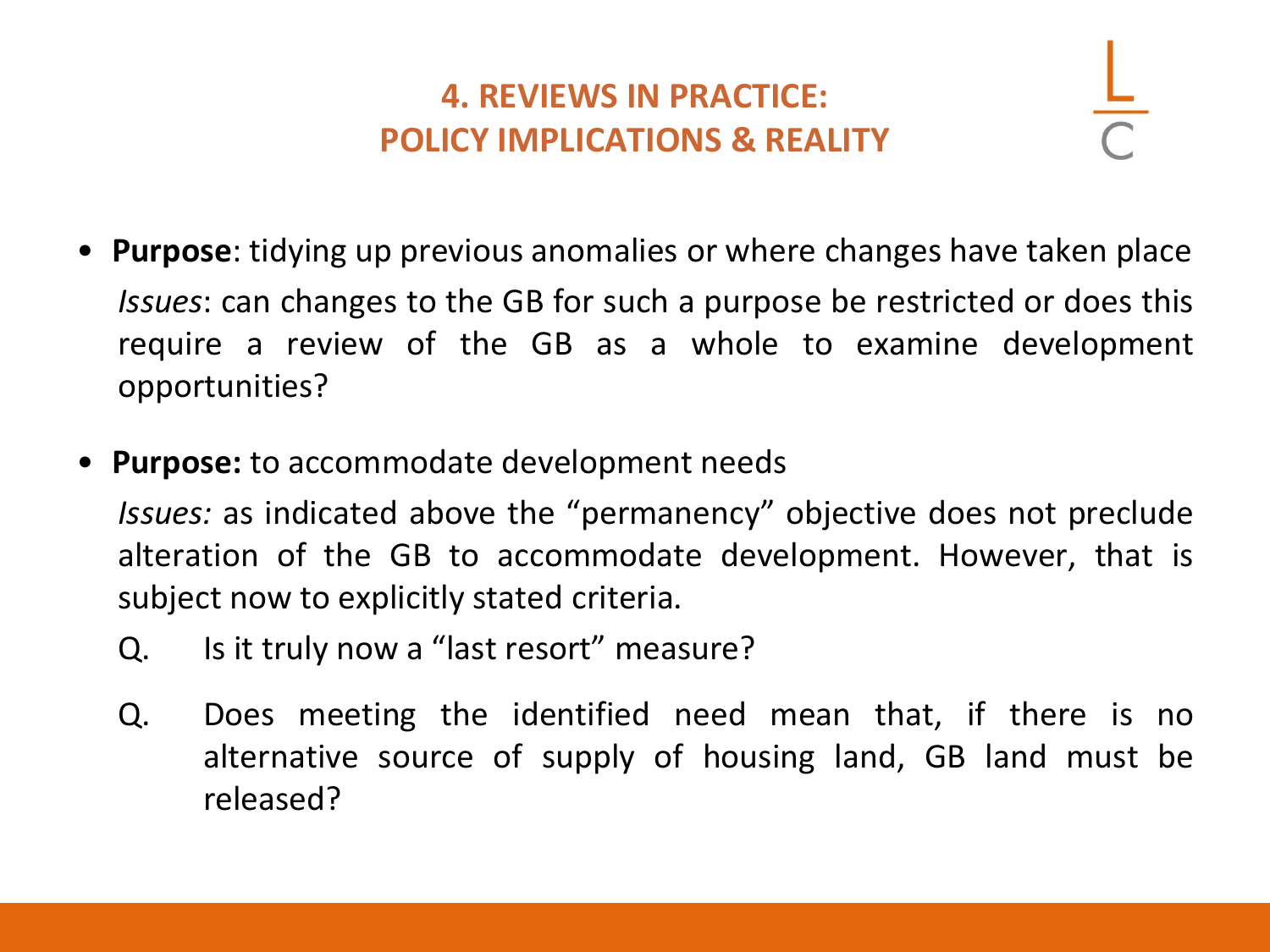## 4. REVIEWS IN PRACTICE: POLICY IMPLICATIONS & REALITY

- **Purpose**: tidying up previous anomalies or where changes have taken place

  *Issues*: can changes to the GB for such a purpose be restricted or does this require a review of the GB as a whole to examine development opportunities?

- **Purpose:** to accommodate development needs

  *Issues:* as indicated above the "permanency" objective does not preclude alteration of the GB to accommodate development. However, that is subject now to explicitly stated criteria.

  Q. Is it truly now a "last resort" measure?

  Q. Does meeting the identified need mean that, if there is no alternative source of supply of housing land, GB land must be released?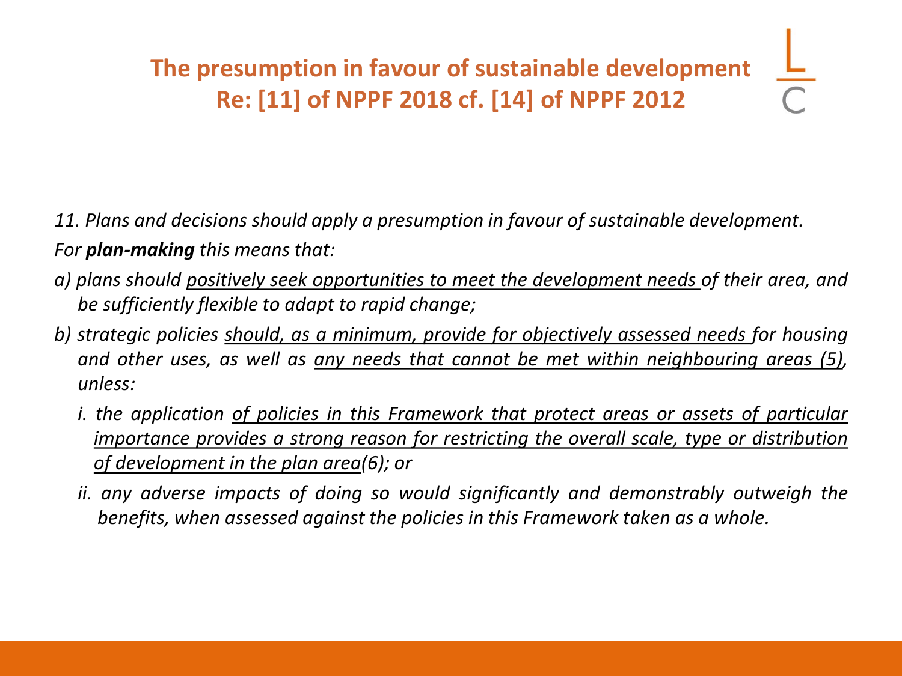## The presumption in favour of sustainable development
## Re: [11] of NPPF 2018 cf. [14] of NPPF 2012

*11. Plans and decisions should apply a presumption in favour of sustainable development.*

*For **plan-making** this means that:*

*a) plans should <u>positively seek opportunities to meet the development needs</u> of their area, and be sufficiently flexible to adapt to rapid change;*

*b) strategic policies <u>should, as a minimum, provide for objectively assessed needs</u> for housing and other uses, as well as <u>any needs that cannot be met within neighbouring areas (5)</u>, unless:*

*i. the application <u>of policies in this Framework that protect areas or assets of particular importance provides a strong reason for restricting the overall scale, type or distribution of development in the plan area</u>(6); or*

*ii. any adverse impacts of doing so would significantly and demonstrably outweigh the benefits, when assessed against the policies in this Framework taken as a whole.*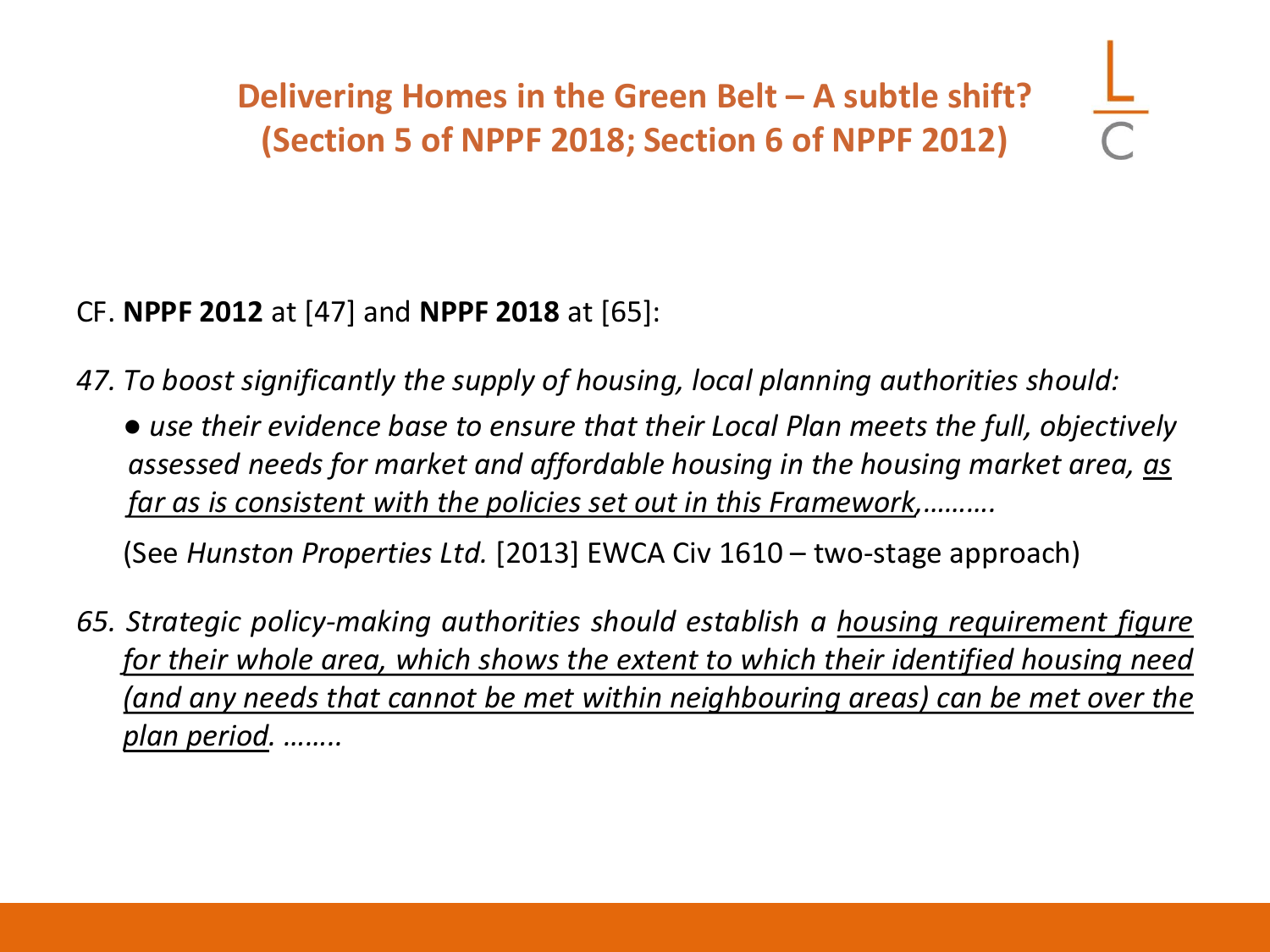## Delivering Homes in the Green Belt – A subtle shift? (Section 5 of NPPF 2018; Section 6 of NPPF 2012)

CF. **NPPF 2012** at [47] and **NPPF 2018** at [65]:

*47. To boost significantly the supply of housing, local planning authorities should:*

- *use their evidence base to ensure that their Local Plan meets the full, objectively assessed needs for market and affordable housing in the housing market area, <u>as far as is consistent with the policies set out in this Framework</u>,……….*

(See *Hunston Properties Ltd.* [2013] EWCA Civ 1610 – two-stage approach)

*65. Strategic policy-making authorities should establish a <u>housing requirement figure for their whole area, which shows the extent to which their identified housing need (and any needs that cannot be met within neighbouring areas) can be met over the plan period</u>. ……..*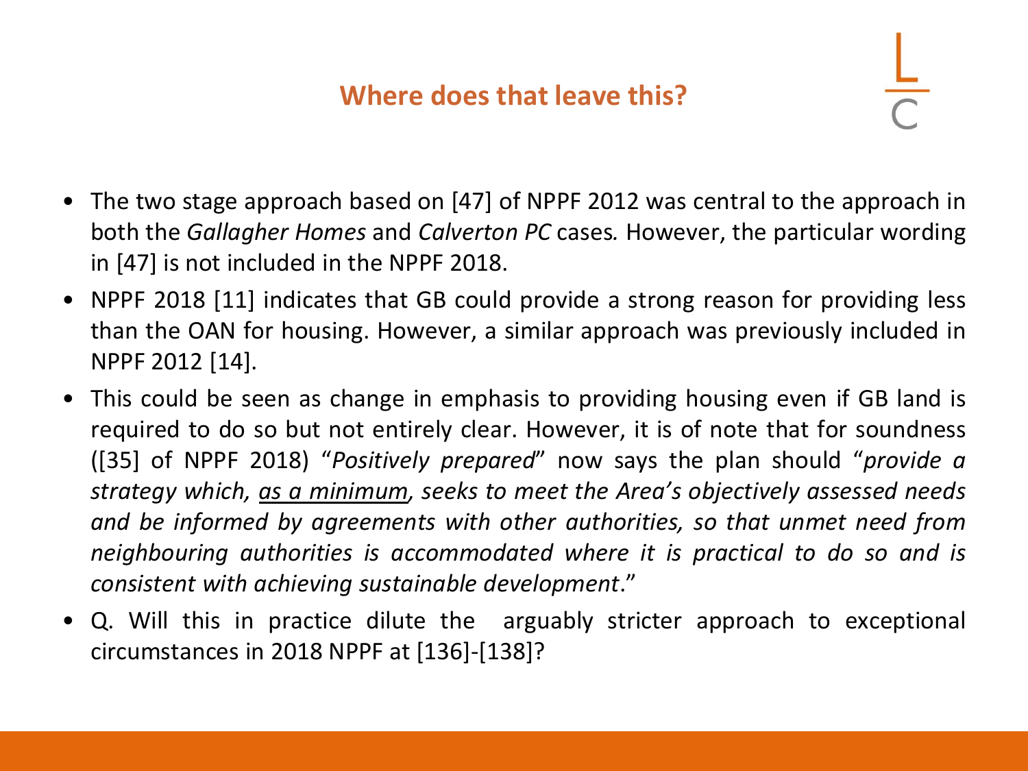## Where does that leave this?

- The two stage approach based on [47] of NPPF 2012 was central to the approach in both the *Gallagher Homes* and *Calverton PC* cases. However, the particular wording in [47] is not included in the NPPF 2018.
- NPPF 2018 [11] indicates that GB could provide a strong reason for providing less than the OAN for housing. However, a similar approach was previously included in NPPF 2012 [14].
- This could be seen as change in emphasis to providing housing even if GB land is required to do so but not entirely clear. However, it is of note that for soundness ([35] of NPPF 2018) "*Positively prepared*" now says the plan should "*provide a strategy which, <u>as a minimum</u>, seeks to meet the Area's objectively assessed needs and be informed by agreements with other authorities, so that unmet need from neighbouring authorities is accommodated where it is practical to do so and is consistent with achieving sustainable development*."
- Q. Will this in practice dilute the arguably stricter approach to exceptional circumstances in 2018 NPPF at [136]-[138]?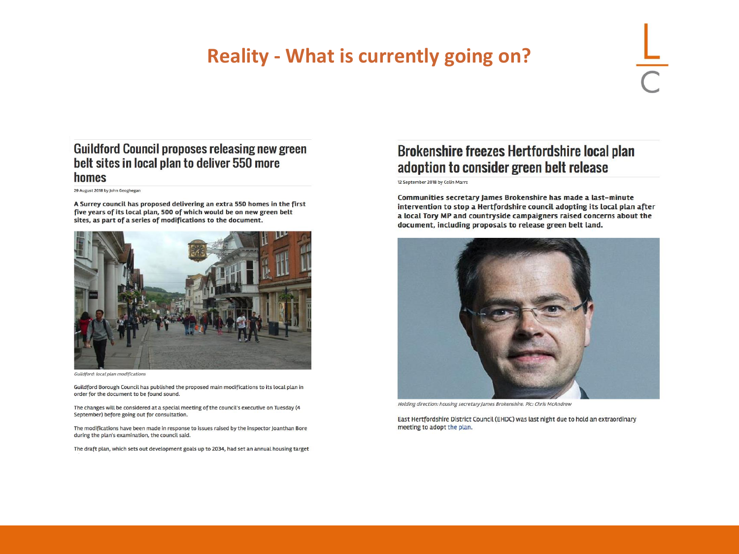# Reality - What is currently going on?

## Guildford Council proposes releasing new green belt sites in local plan to deliver 550 more homes

29 August 2018 by John Geoghegan

**A Surrey council has proposed delivering an extra 550 homes in the first five years of its local plan, 500 of which would be on new green belt sites, as part of a series of modifications to the document.**

*Guildford: local plan modifications*

Guildford Borough Council has published the proposed main modifications to its local plan in order for the document to be found sound.

The changes will be considered at a special meeting of the council's executive on Tuesday (4 September) before going out for consultation.

The modifications have been made in response to issues raised by the inspector Joanthan Bore during the plan's examination, the council said.

The draft plan, which sets out development goals up to 2034, had set an annual housing target

## Brokenshire freezes Hertfordshire local plan adoption to consider green belt release

12 September 2018 by Colin Marrs

**Communities secretary James Brokenshire has made a last-minute intervention to stop a Hertfordshire council adopting its local plan after a local Tory MP and countryside campaigners raised concerns about the document, including proposals to release green belt land.**

*Holding direction: housing secretary James Brokenshire. Pic: Chris McAndrew*

East Hertfordshire District Council (EHDC) was last night due to hold an extraordinary meeting to adopt the plan.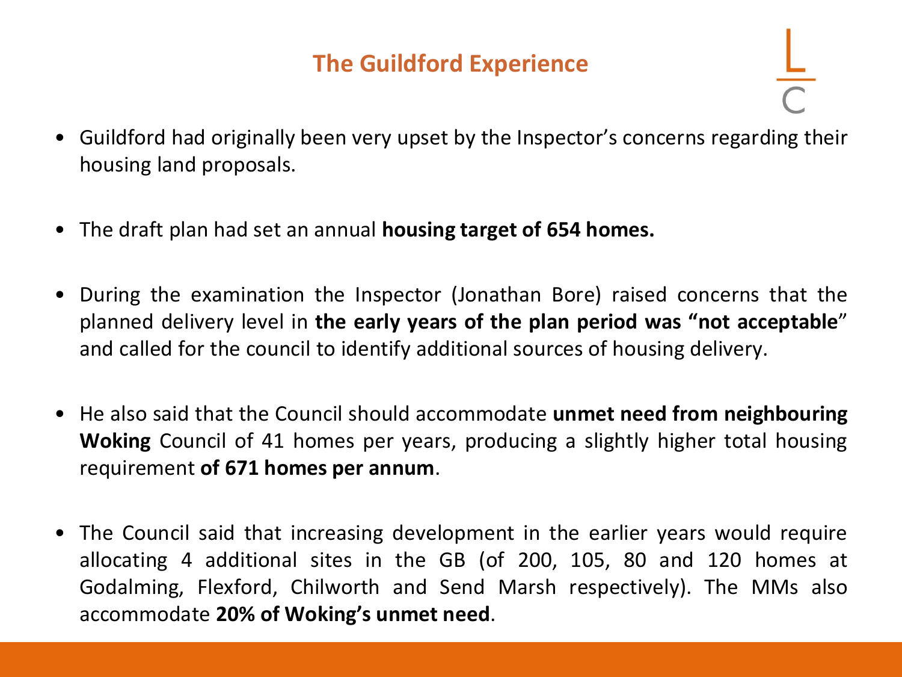# The Guildford Experience

- Guildford had originally been very upset by the Inspector's concerns regarding their housing land proposals.

- The draft plan had set an annual **housing target of 654 homes.**

- During the examination the Inspector (Jonathan Bore) raised concerns that the planned delivery level in **the early years of the plan period was "not acceptable**" and called for the council to identify additional sources of housing delivery.

- He also said that the Council should accommodate **unmet need from neighbouring Woking** Council of 41 homes per years, producing a slightly higher total housing requirement **of 671 homes per annum**.

- The Council said that increasing development in the earlier years would require allocating 4 additional sites in the GB (of 200, 105, 80 and 120 homes at Godalming, Flexford, Chilworth and Send Marsh respectively). The MMs also accommodate **20% of Woking's unmet need**.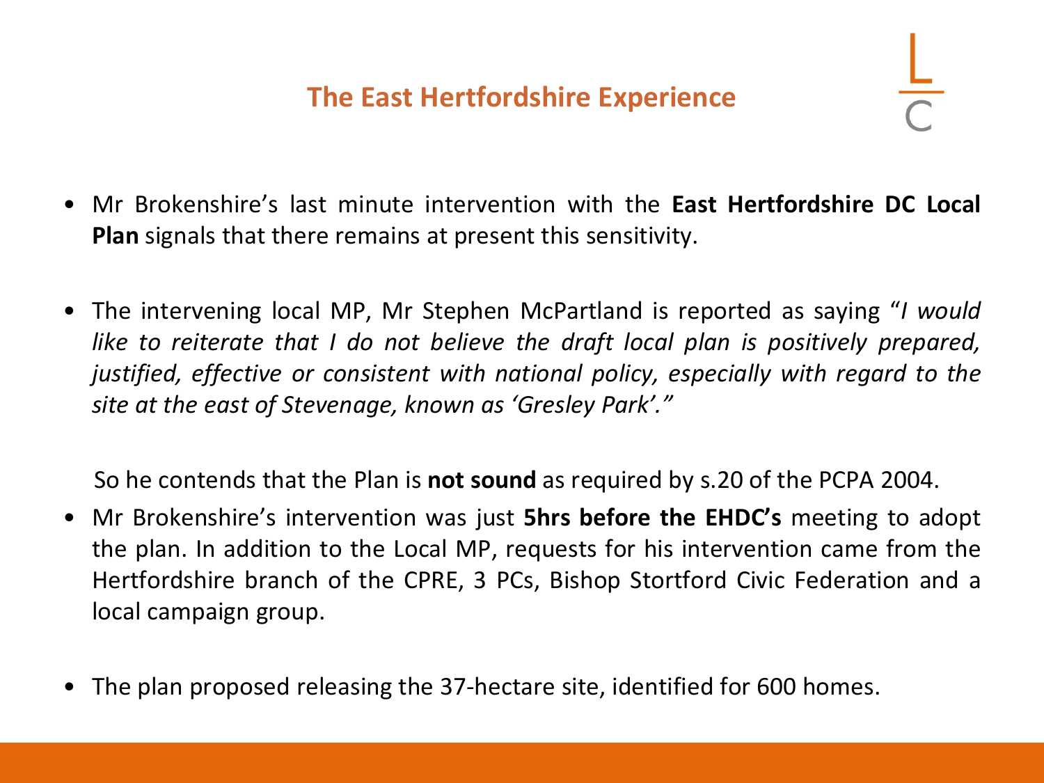## The East Hertfordshire Experience

- Mr Brokenshire's last minute intervention with the **East Hertfordshire DC Local Plan** signals that there remains at present this sensitivity.

- The intervening local MP, Mr Stephen McPartland is reported as saying "*I would like to reiterate that I do not believe the draft local plan is positively prepared, justified, effective or consistent with national policy, especially with regard to the site at the east of Stevenage, known as 'Gresley Park'.*"

  So he contends that the Plan is **not sound** as required by s.20 of the PCPA 2004.

- Mr Brokenshire's intervention was just **5hrs before the EHDC's** meeting to adopt the plan. In addition to the Local MP, requests for his intervention came from the Hertfordshire branch of the CPRE, 3 PCs, Bishop Stortford Civic Federation and a local campaign group.

- The plan proposed releasing the 37-hectare site, identified for 600 homes.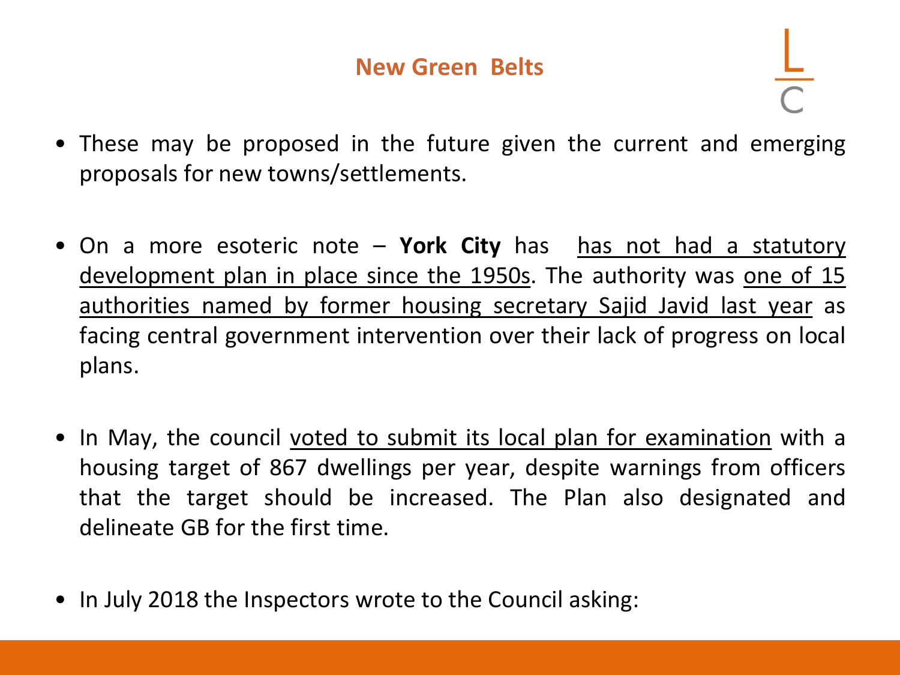## New Green Belts

- These may be proposed in the future given the current and emerging proposals for new towns/settlements.

- On a more esoteric note – **York City** has has not had a statutory development plan in place since the 1950s. The authority was one of 15 authorities named by former housing secretary Sajid Javid last year as facing central government intervention over their lack of progress on local plans.

- In May, the council voted to submit its local plan for examination with a housing target of 867 dwellings per year, despite warnings from officers that the target should be increased. The Plan also designated and delineate GB for the first time.

- In July 2018 the Inspectors wrote to the Council asking: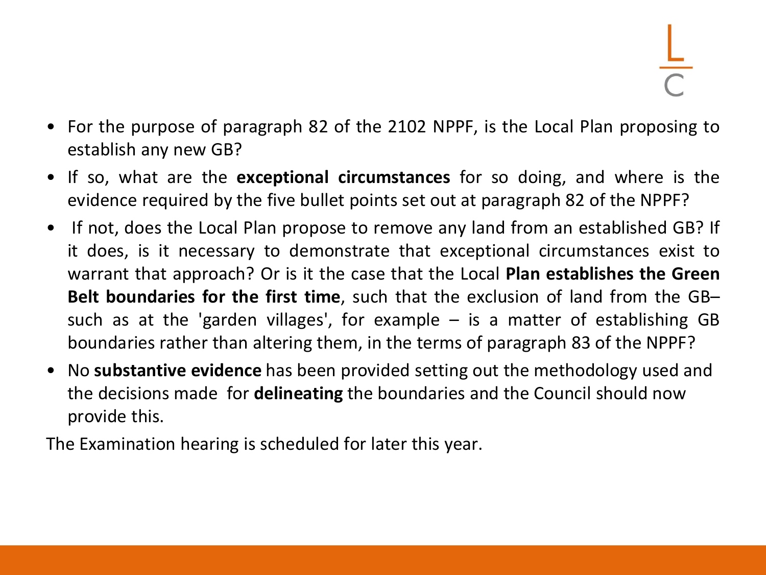- For the purpose of paragraph 82 of the 2102 NPPF, is the Local Plan proposing to establish any new GB?
- If so, what are the **exceptional circumstances** for so doing, and where is the evidence required by the five bullet points set out at paragraph 82 of the NPPF?
- If not, does the Local Plan propose to remove any land from an established GB? If it does, is it necessary to demonstrate that exceptional circumstances exist to warrant that approach? Or is it the case that the Local **Plan establishes the Green Belt boundaries for the first time**, such that the exclusion of land from the GB– such as at the 'garden villages', for example – is a matter of establishing GB boundaries rather than altering them, in the terms of paragraph 83 of the NPPF?
- No **substantive evidence** has been provided setting out the methodology used and the decisions made for **delineating** the boundaries and the Council should now provide this.

The Examination hearing is scheduled for later this year.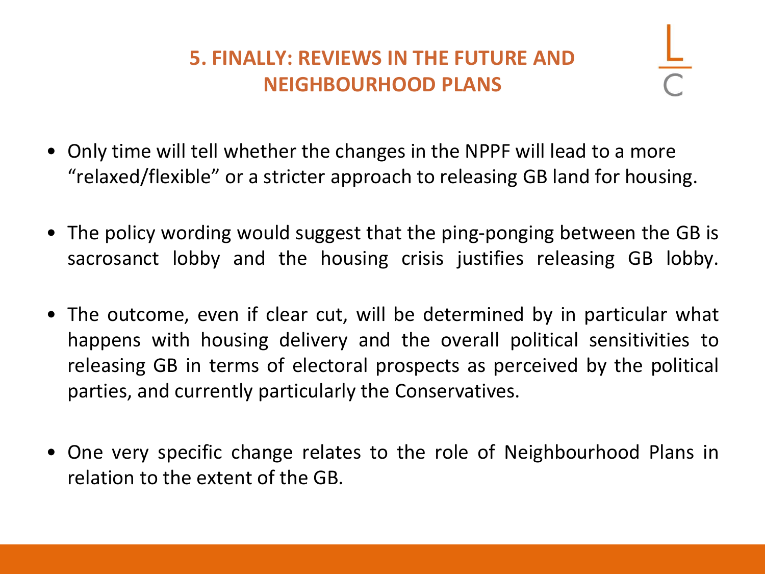## 5. FINALLY: REVIEWS IN THE FUTURE AND NEIGHBOURHOOD PLANS

- Only time will tell whether the changes in the NPPF will lead to a more "relaxed/flexible" or a stricter approach to releasing GB land for housing.
- The policy wording would suggest that the ping-ponging between the GB is sacrosanct lobby and the housing crisis justifies releasing GB lobby.
- The outcome, even if clear cut, will be determined by in particular what happens with housing delivery and the overall political sensitivities to releasing GB in terms of electoral prospects as perceived by the political parties, and currently particularly the Conservatives.
- One very specific change relates to the role of Neighbourhood Plans in relation to the extent of the GB.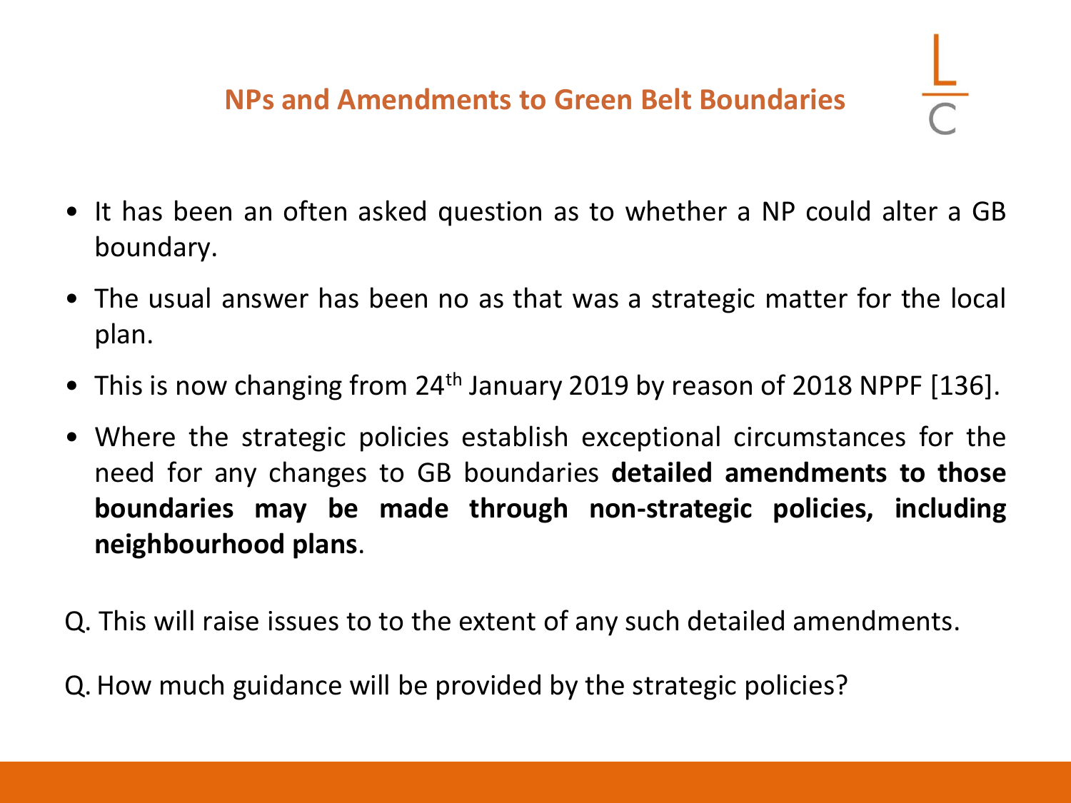## NPs and Amendments to Green Belt Boundaries

- It has been an often asked question as to whether a NP could alter a GB boundary.
- The usual answer has been no as that was a strategic matter for the local plan.
- This is now changing from 24th January 2019 by reason of 2018 NPPF [136].
- Where the strategic policies establish exceptional circumstances for the need for any changes to GB boundaries **detailed amendments to those boundaries may be made through non-strategic policies, including neighbourhood plans**.

Q. This will raise issues to to the extent of any such detailed amendments.

Q. How much guidance will be provided by the strategic policies?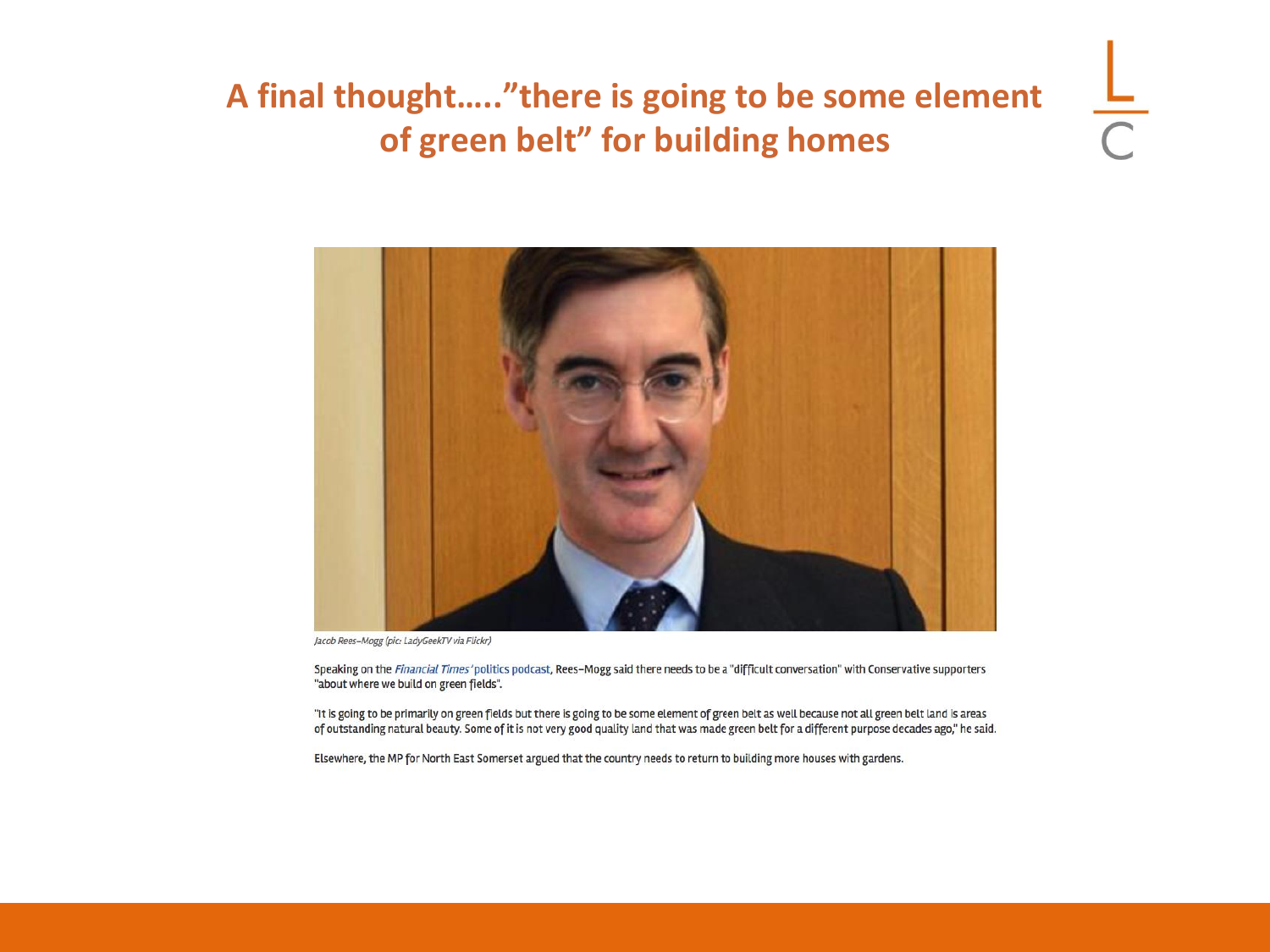# A final thought….."there is going to be some element of green belt" for building homes

*Jacob Rees-Mogg (pic: LadyGeekTV via Flickr)*

Speaking on the *Financial Times'* politics podcast, Rees-Mogg said there needs to be a "difficult conversation" with Conservative supporters "about where we build on green fields".

"It is going to be primarily on green fields but there is going to be some element of green belt as well because not all green belt land is areas of outstanding natural beauty. Some of it is not very good quality land that was made green belt for a different purpose decades ago," he said.

Elsewhere, the MP for North East Somerset argued that the country needs to return to building more houses with gardens.